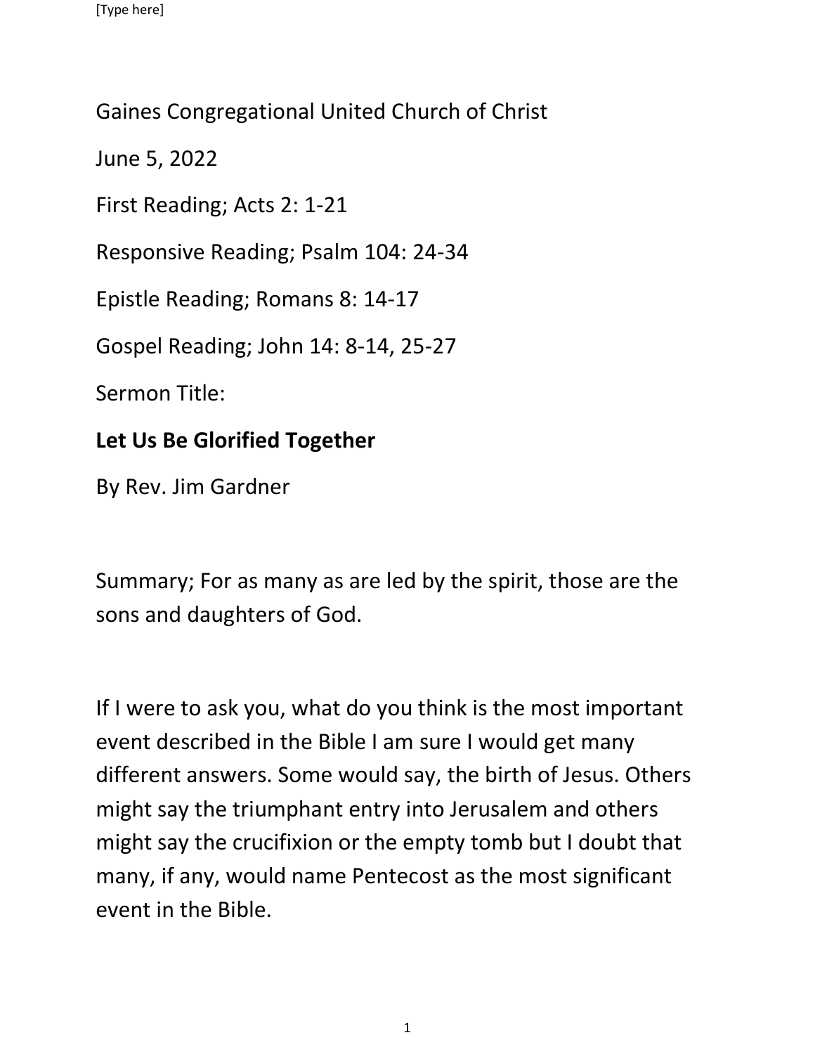Gaines Congregational United Church of Christ

June 5, 2022

First Reading; Acts 2: 1-21

Responsive Reading; Psalm 104: 24-34

Epistle Reading; Romans 8: 14-17

Gospel Reading; John 14: 8-14, 25-27

Sermon Title:

**Let Us Be Glorified Together**

By Rev. Jim Gardner

Summary; For as many as are led by the spirit, those are the sons and daughters of God.

If I were to ask you, what do you think is the most important event described in the Bible I am sure I would get many different answers. Some would say, the birth of Jesus. Others might say the triumphant entry into Jerusalem and others might say the crucifixion or the empty tomb but I doubt that many, if any, would name Pentecost as the most significant event in the Bible.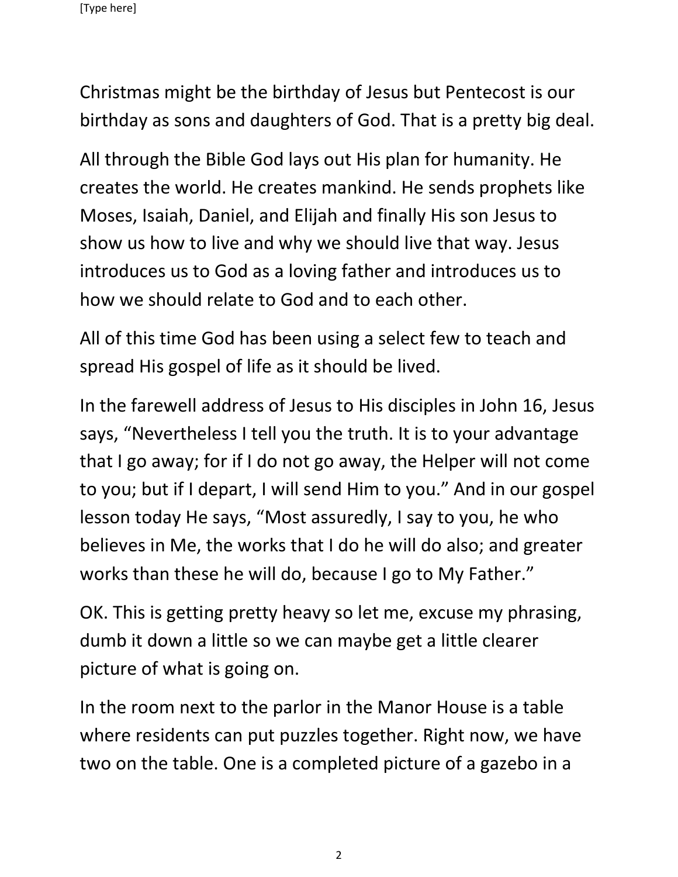Christmas might be the birthday of Jesus but Pentecost is our birthday as sons and daughters of God. That is a pretty big deal.

All through the Bible God lays out His plan for humanity. He creates the world. He creates mankind. He sends prophets like Moses, Isaiah, Daniel, and Elijah and finally His son Jesus to show us how to live and why we should live that way. Jesus introduces us to God as a loving father and introduces us to how we should relate to God and to each other.

All of this time God has been using a select few to teach and spread His gospel of life as it should be lived.

In the farewell address of Jesus to His disciples in John 16, Jesus says, "Nevertheless I tell you the truth. It is to your advantage that I go away; for if I do not go away, the Helper will not come to you; but if I depart, I will send Him to you." And in our gospel lesson today He says, "Most assuredly, I say to you, he who believes in Me, the works that I do he will do also; and greater works than these he will do, because I go to My Father."

OK. This is getting pretty heavy so let me, excuse my phrasing, dumb it down a little so we can maybe get a little clearer picture of what is going on.

In the room next to the parlor in the Manor House is a table where residents can put puzzles together. Right now, we have two on the table. One is a completed picture of a gazebo in a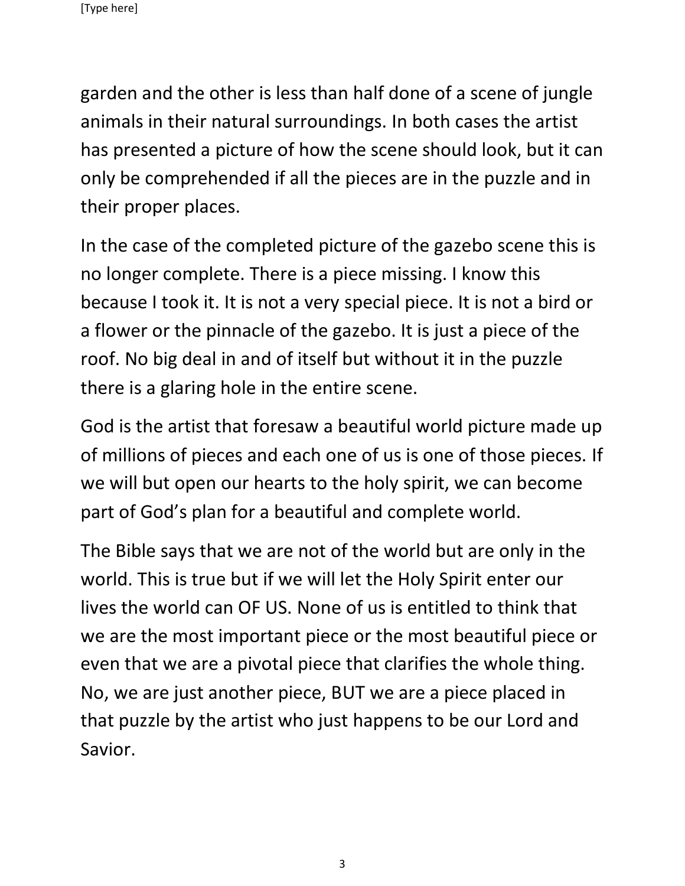garden and the other is less than half done of a scene of jungle animals in their natural surroundings. In both cases the artist has presented a picture of how the scene should look, but it can only be comprehended if all the pieces are in the puzzle and in their proper places.

In the case of the completed picture of the gazebo scene this is no longer complete. There is a piece missing. I know this because I took it. It is not a very special piece. It is not a bird or a flower or the pinnacle of the gazebo. It is just a piece of the roof. No big deal in and of itself but without it in the puzzle there is a glaring hole in the entire scene.

God is the artist that foresaw a beautiful world picture made up of millions of pieces and each one of us is one of those pieces. If we will but open our hearts to the holy spirit, we can become part of God's plan for a beautiful and complete world.

The Bible says that we are not of the world but are only in the world. This is true but if we will let the Holy Spirit enter our lives the world can OF US. None of us is entitled to think that we are the most important piece or the most beautiful piece or even that we are a pivotal piece that clarifies the whole thing. No, we are just another piece, BUT we are a piece placed in that puzzle by the artist who just happens to be our Lord and Savior.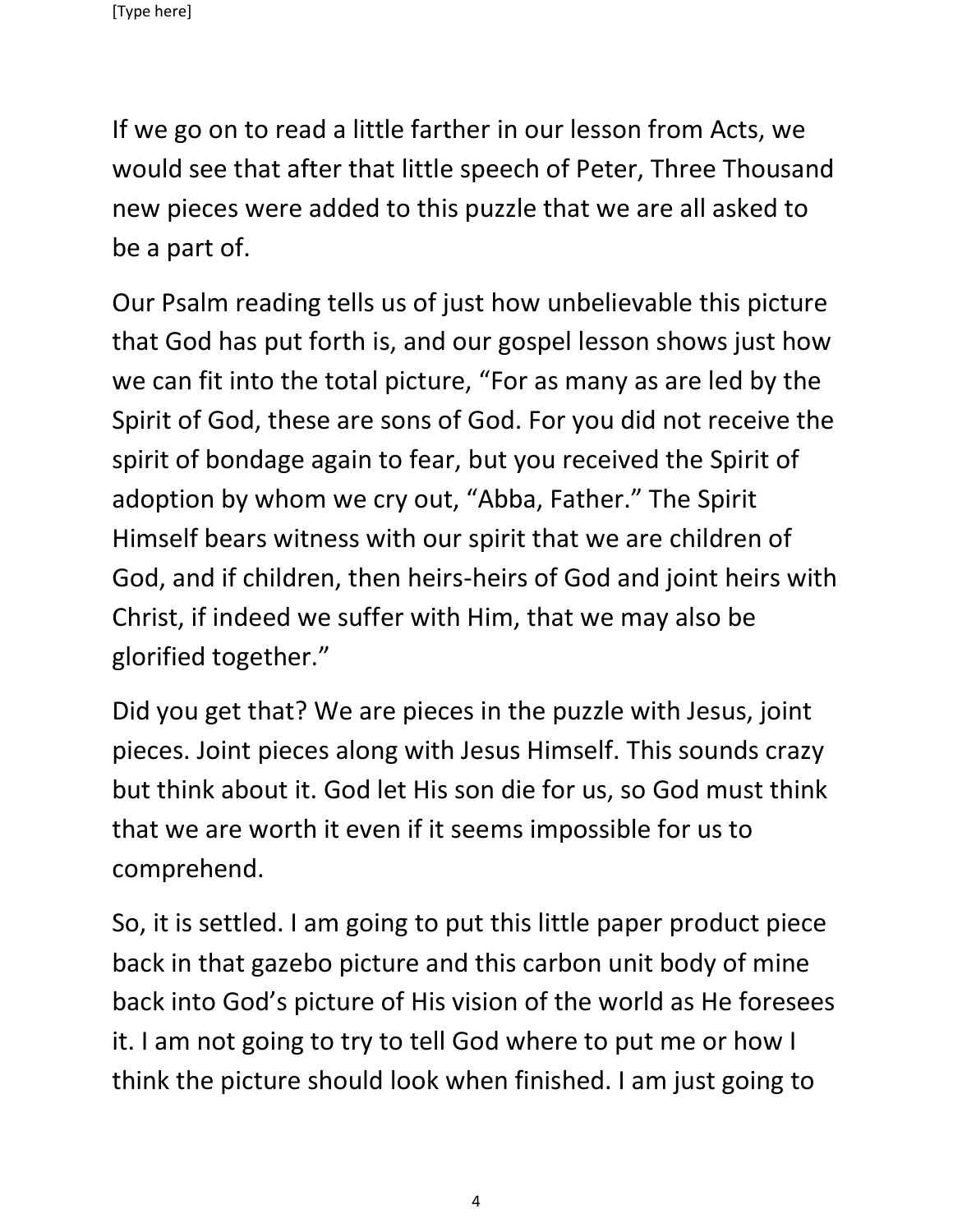If we go on to read a little farther in our lesson from Acts, we would see that after that little speech of Peter, Three Thousand new pieces were added to this puzzle that we are all asked to be a part of.

Our Psalm reading tells us of just how unbelievable this picture that God has put forth is, and our gospel lesson shows just how we can fit into the total picture, "For as many as are led by the Spirit of God, these are sons of God. For you did not receive the spirit of bondage again to fear, but you received the Spirit of adoption by whom we cry out, "Abba, Father." The Spirit Himself bears witness with our spirit that we are children of God, and if children, then heirs-heirs of God and joint heirs with Christ, if indeed we suffer with Him, that we may also be glorified together."

Did you get that? We are pieces in the puzzle with Jesus, joint pieces. Joint pieces along with Jesus Himself. This sounds crazy but think about it. God let His son die for us, so God must think that we are worth it even if it seems impossible for us to comprehend.

So, it is settled. I am going to put this little paper product piece back in that gazebo picture and this carbon unit body of mine back into God's picture of His vision of the world as He foresees it. I am not going to try to tell God where to put me or how I think the picture should look when finished. I am just going to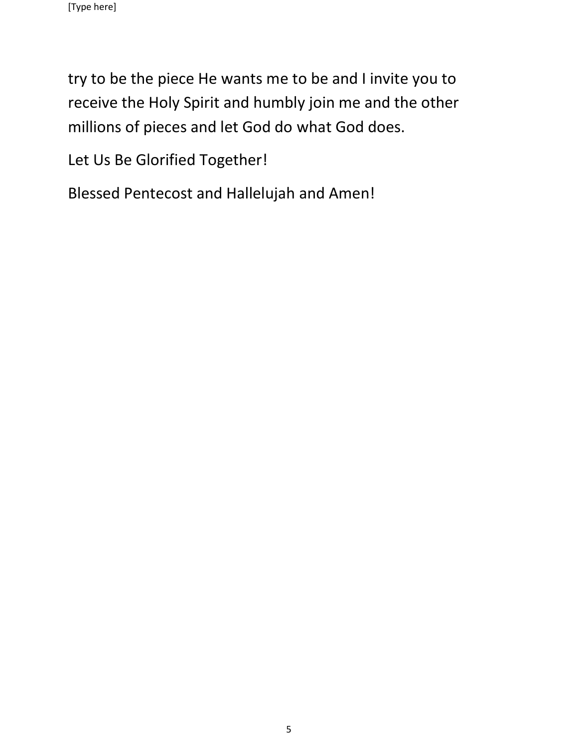try to be the piece He wants me to be and I invite you to receive the Holy Spirit and humbly join me and the other millions of pieces and let God do what God does.

Let Us Be Glorified Together!

Blessed Pentecost and Hallelujah and Amen!